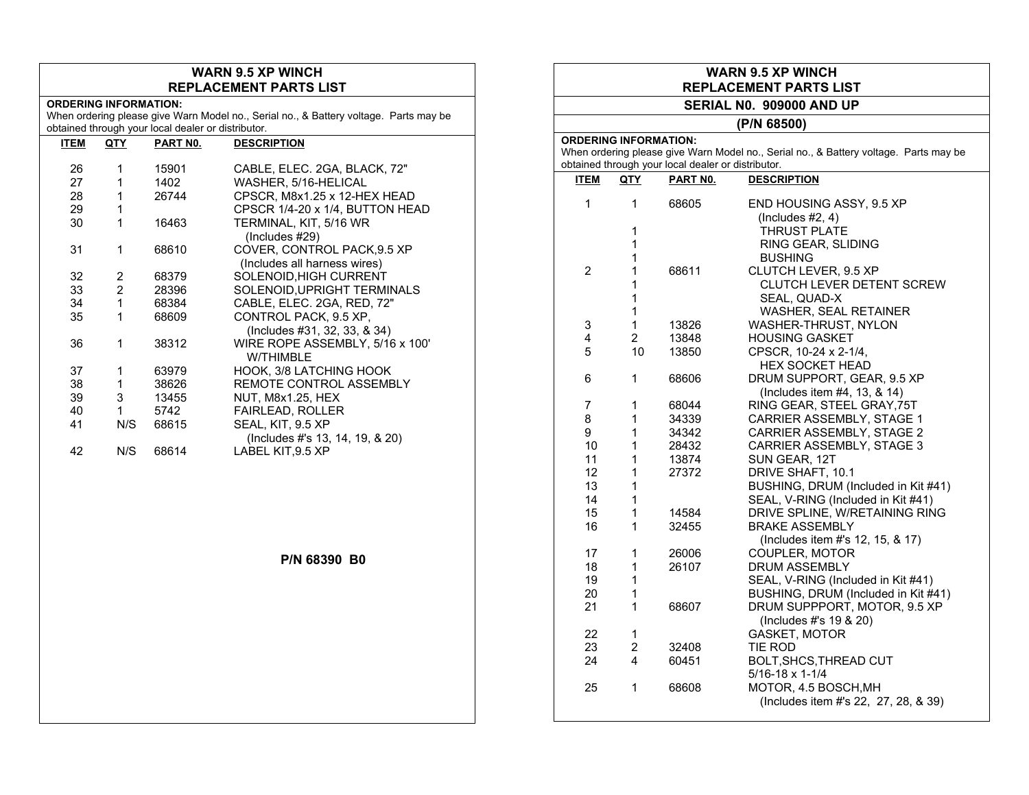## WARN 9.5 XP WINCH
## REPLACEMENT PARTS LIST
### SERIAL N0. 909000 AND UP
### (P/N 68500)

**ORDERING INFORMATION:**
When ordering please give Warn Model no., Serial no., & Battery voltage. Parts may be obtained through your local dealer or distributor.

| ITEM | QTY | PART N0. | DESCRIPTION |
|---|---|---|---|
| 1 | 1 | 68605 | END HOUSING ASSY, 9.5 XP (Includes #2, 4) |
| | 1 | | THRUST PLATE |
| | 1 | | RING GEAR, SLIDING |
| | 1 | | BUSHING |
| 2 | 1 | 68611 | CLUTCH LEVER, 9.5 XP |
| | 1 | | CLUTCH LEVER DETENT SCREW |
| | 1 | | SEAL, QUAD-X |
| | 1 | | WASHER, SEAL RETAINER |
| 3 | 1 | 13826 | WASHER-THRUST, NYLON |
| 4 | 2 | 13848 | HOUSING GASKET |
| 5 | 10 | 13850 | CPSCR, 10-24 x 2-1/4, HEX SOCKET HEAD |
| 6 | 1 | 68606 | DRUM SUPPORT, GEAR, 9.5 XP (Includes item #4, 13, & 14) |
| 7 | 1 | 68044 | RING GEAR, STEEL GRAY,75T |
| 8 | 1 | 34339 | CARRIER ASSEMBLY, STAGE 1 |
| 9 | 1 | 34342 | CARRIER ASSEMBLY, STAGE 2 |
| 10 | 1 | 28432 | CARRIER ASSEMBLY, STAGE 3 |
| 11 | 1 | 13874 | SUN GEAR, 12T |
| 12 | 1 | 27372 | DRIVE SHAFT, 10.1 |
| 13 | 1 | | BUSHING, DRUM (Included in Kit #41) |
| 14 | 1 | | SEAL, V-RING (Included in Kit #41) |
| 15 | 1 | 14584 | DRIVE SPLINE, W/RETAINING RING |
| 16 | 1 | 32455 | BRAKE ASSEMBLY (Includes item #'s 12, 15, & 17) |
| 17 | 1 | 26006 | COUPLER, MOTOR |
| 18 | 1 | 26107 | DRUM ASSEMBLY |
| 19 | 1 | | SEAL, V-RING (Included in Kit #41) |
| 20 | 1 | | BUSHING, DRUM (Included in Kit #41) |
| 21 | 1 | 68607 | DRUM SUPPPORT, MOTOR, 9.5 XP (Includes #'s 19 & 20) |
| 22 | 1 | | GASKET, MOTOR |
| 23 | 2 | 32408 | TIE ROD |
| 24 | 4 | 60451 | BOLT,SHCS,THREAD CUT 5/16-18 x 1-1/4 |
| 25 | 1 | 68608 | MOTOR, 4.5 BOSCH,MH (Includes item #'s 22, 27, 28, & 39) |

## WARN 9.5 XP WINCH
## REPLACEMENT PARTS LIST

**ORDERING INFORMATION:**
When ordering please give Warn Model no., Serial no., & Battery voltage. Parts may be obtained through your local dealer or distributor.

| ITEM | QTY | PART N0. | DESCRIPTION |
|---|---|---|---|
| 26 | 1 | 15901 | CABLE, ELEC. 2GA, BLACK, 72" |
| 27 | 1 | 1402 | WASHER, 5/16-HELICAL |
| 28 | 1 | 26744 | CPSCR, M8x1.25 x 12-HEX HEAD |
| 29 | 1 | | CPSCR 1/4-20 x 1/4, BUTTON HEAD |
| 30 | 1 | 16463 | TERMINAL, KIT, 5/16 WR (Includes #29) |
| 31 | 1 | 68610 | COVER, CONTROL PACK,9.5 XP (Includes all harness wires) |
| 32 | 2 | 68379 | SOLENOID,HIGH CURRENT |
| 33 | 2 | 28396 | SOLENOID,UPRIGHT TERMINALS |
| 34 | 1 | 68384 | CABLE, ELEC. 2GA, RED, 72" |
| 35 | 1 | 68609 | CONTROL PACK, 9.5 XP, (Includes #31, 32, 33, & 34) |
| 36 | 1 | 38312 | WIRE ROPE ASSEMBLY, 5/16 x 100' W/THIMBLE |
| 37 | 1 | 63979 | HOOK, 3/8 LATCHING HOOK |
| 38 | 1 | 38626 | REMOTE CONTROL ASSEMBLY |
| 39 | 3 | 13455 | NUT, M8x1.25, HEX |
| 40 | 1 | 5742 | FAIRLEAD, ROLLER |
| 41 | N/S | 68615 | SEAL, KIT, 9.5 XP (Includes #'s 13, 14, 19, & 20) |
| 42 | N/S | 68614 | LABEL KIT,9.5 XP |

**P/N 68390 B0**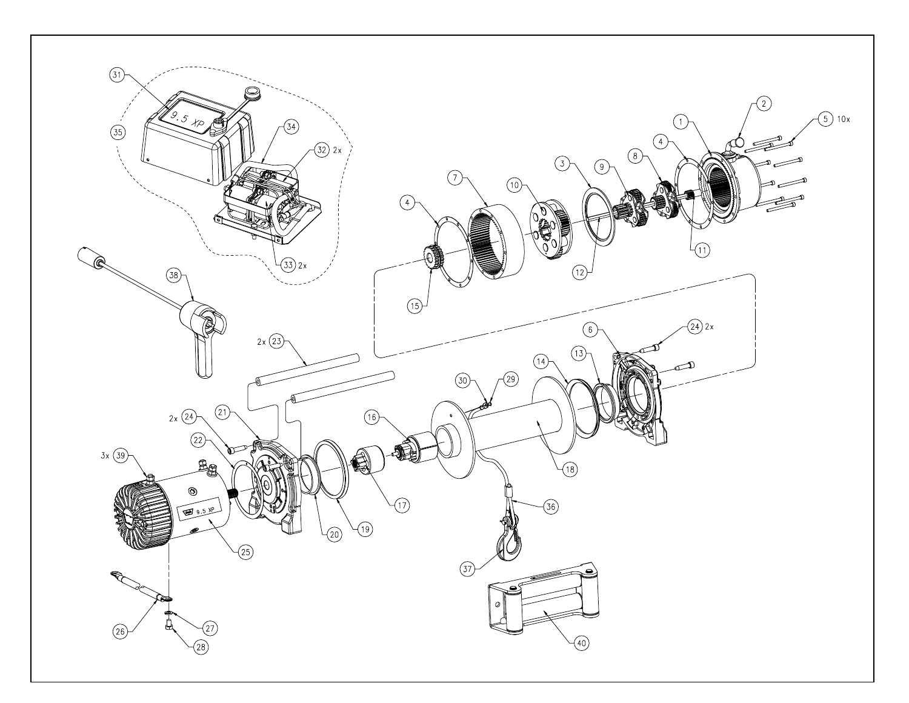31

9.5 XP

35

34

32 2x

33 2x

38

1

2

5 10x

4

7

10

3

9

8

11

12

4

15

6

24 2x

2x 23

30

29

14

13

21

16

2x 24

22

3x 39

9.5 XP

17

18

20

19

25

36

37

40

26

27

28